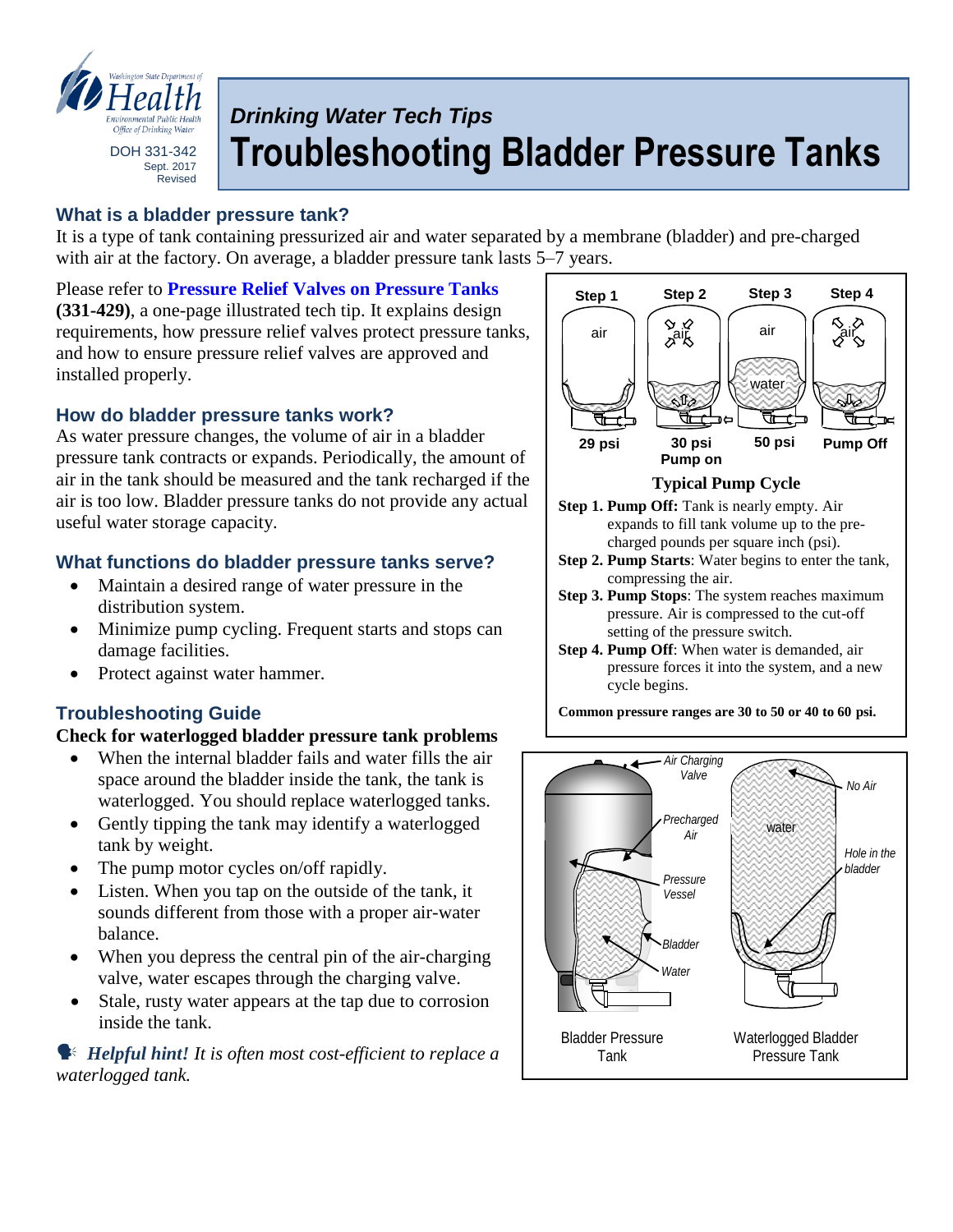Washington State Department of Health
Environmental Public Health
Office of Drinking Water

DOH 331-342
Sept. 2017
Revised

## *Drinking Water Tech Tips*

# Troubleshooting Bladder Pressure Tanks

## What is a bladder pressure tank?

It is a type of tank containing pressurized air and water separated by a membrane (bladder) and pre-charged with air at the factory. On average, a bladder pressure tank lasts 5–7 years.

Please refer to **Pressure Relief Valves on Pressure Tanks (331-429)**, a one-page illustrated tech tip. It explains design requirements, how pressure relief valves protect pressure tanks, and how to ensure pressure relief valves are approved and installed properly.

## How do bladder pressure tanks work?

As water pressure changes, the volume of air in a bladder pressure tank contracts or expands. Periodically, the amount of air in the tank should be measured and the tank recharged if the air is too low. Bladder pressure tanks do not provide any actual useful water storage capacity.

## What functions do bladder pressure tanks serve?

- Maintain a desired range of water pressure in the distribution system.
- Minimize pump cycling. Frequent starts and stops can damage facilities.
- Protect against water hammer.

| Step 1 | Step 2 | Step 3 | Step 4 |
|---|---|---|---|
| 29 psi | 30 psi Pump on | 50 psi | Pump Off |

**Typical Pump Cycle**

**Step 1. Pump Off:** Tank is nearly empty. Air expands to fill tank volume up to the pre-charged pounds per square inch (psi).

**Step 2. Pump Starts**: Water begins to enter the tank, compressing the air.

**Step 3. Pump Stops**: The system reaches maximum pressure. Air is compressed to the cut-off setting of the pressure switch.

**Step 4. Pump Off**: When water is demanded, air pressure forces it into the system, and a new cycle begins.

**Common pressure ranges are 30 to 50 or 40 to 60 psi.**

## Troubleshooting Guide

**Check for waterlogged bladder pressure tank problems**

- When the internal bladder fails and water fills the air space around the bladder inside the tank, the tank is waterlogged. You should replace waterlogged tanks.
- Gently tipping the tank may identify a waterlogged tank by weight.
- The pump motor cycles on/off rapidly.
- Listen. When you tap on the outside of the tank, it sounds different from those with a proper air-water balance.
- When you depress the central pin of the air-charging valve, water escapes through the charging valve.
- Stale, rusty water appears at the tap due to corrosion inside the tank.

***Helpful hint!*** *It is often most cost-efficient to replace a waterlogged tank.*

*Air Charging Valve* · *Precharged Air* · *Pressure Vessel* · *Bladder* · *Water* · *No Air* · water · *Hole in the bladder*

Bladder Pressure Tank — Waterlogged Bladder Pressure Tank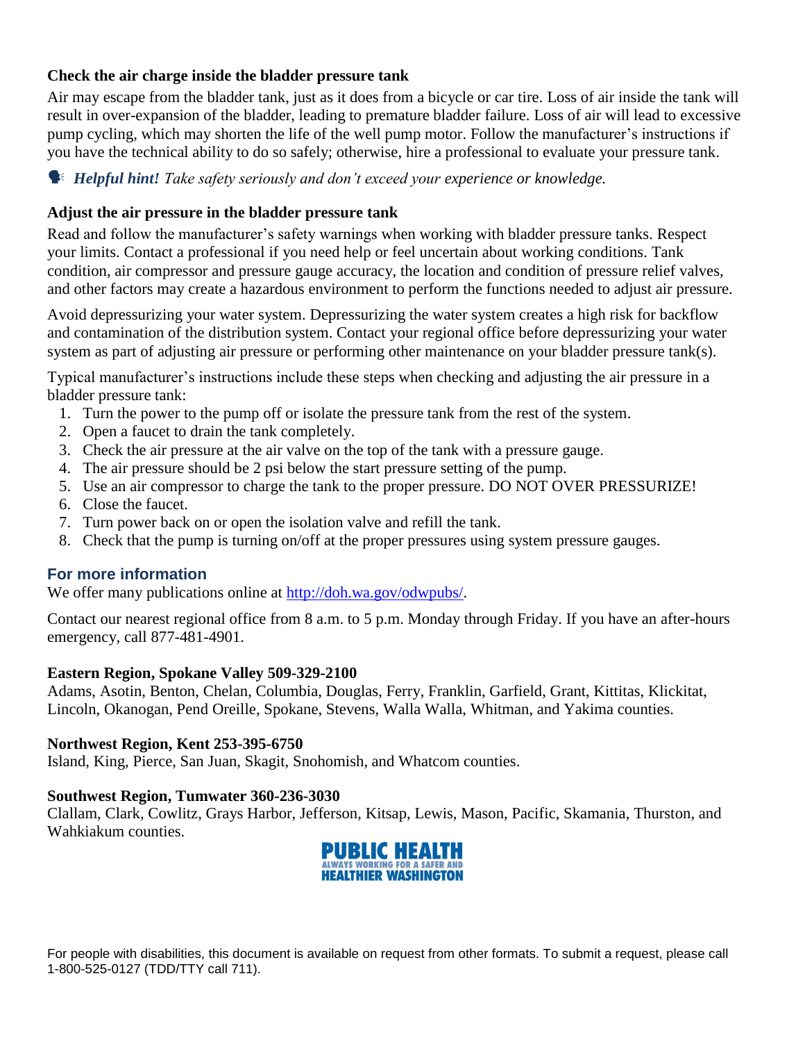**Check the air charge inside the bladder pressure tank**

Air may escape from the bladder tank, just as it does from a bicycle or car tire. Loss of air inside the tank will result in over-expansion of the bladder, leading to premature bladder failure. Loss of air will lead to excessive pump cycling, which may shorten the life of the well pump motor. Follow the manufacturer's instructions if you have the technical ability to do so safely; otherwise, hire a professional to evaluate your pressure tank.

***Helpful hint!*** *Take safety seriously and don't exceed your experience or knowledge.*

**Adjust the air pressure in the bladder pressure tank**

Read and follow the manufacturer's safety warnings when working with bladder pressure tanks. Respect your limits. Contact a professional if you need help or feel uncertain about working conditions. Tank condition, air compressor and pressure gauge accuracy, the location and condition of pressure relief valves, and other factors may create a hazardous environment to perform the functions needed to adjust air pressure.

Avoid depressurizing your water system. Depressurizing the water system creates a high risk for backflow and contamination of the distribution system. Contact your regional office before depressurizing your water system as part of adjusting air pressure or performing other maintenance on your bladder pressure tank(s).

Typical manufacturer's instructions include these steps when checking and adjusting the air pressure in a bladder pressure tank:

1. Turn the power to the pump off or isolate the pressure tank from the rest of the system.
2. Open a faucet to drain the tank completely.
3. Check the air pressure at the air valve on the top of the tank with a pressure gauge.
4. The air pressure should be 2 psi below the start pressure setting of the pump.
5. Use an air compressor to charge the tank to the proper pressure. DO NOT OVER PRESSURIZE!
6. Close the faucet.
7. Turn power back on or open the isolation valve and refill the tank.
8. Check that the pump is turning on/off at the proper pressures using system pressure gauges.

## For more information

We offer many publications online at http://doh.wa.gov/odwpubs/.

Contact our nearest regional office from 8 a.m. to 5 p.m. Monday through Friday. If you have an after-hours emergency, call 877-481-4901.

**Eastern Region, Spokane Valley 509-329-2100**
Adams, Asotin, Benton, Chelan, Columbia, Douglas, Ferry, Franklin, Garfield, Grant, Kittitas, Klickitat, Lincoln, Okanogan, Pend Oreille, Spokane, Stevens, Walla Walla, Whitman, and Yakima counties.

**Northwest Region, Kent 253-395-6750**
Island, King, Pierce, San Juan, Skagit, Snohomish, and Whatcom counties.

**Southwest Region, Tumwater 360-236-3030**
Clallam, Clark, Cowlitz, Grays Harbor, Jefferson, Kitsap, Lewis, Mason, Pacific, Skamania, Thurston, and Wahkiakum counties.

PUBLIC HEALTH
ALWAYS WORKING FOR A SAFER AND
HEALTHIER WASHINGTON

For people with disabilities, this document is available on request from other formats. To submit a request, please call 1-800-525-0127 (TDD/TTY call 711).